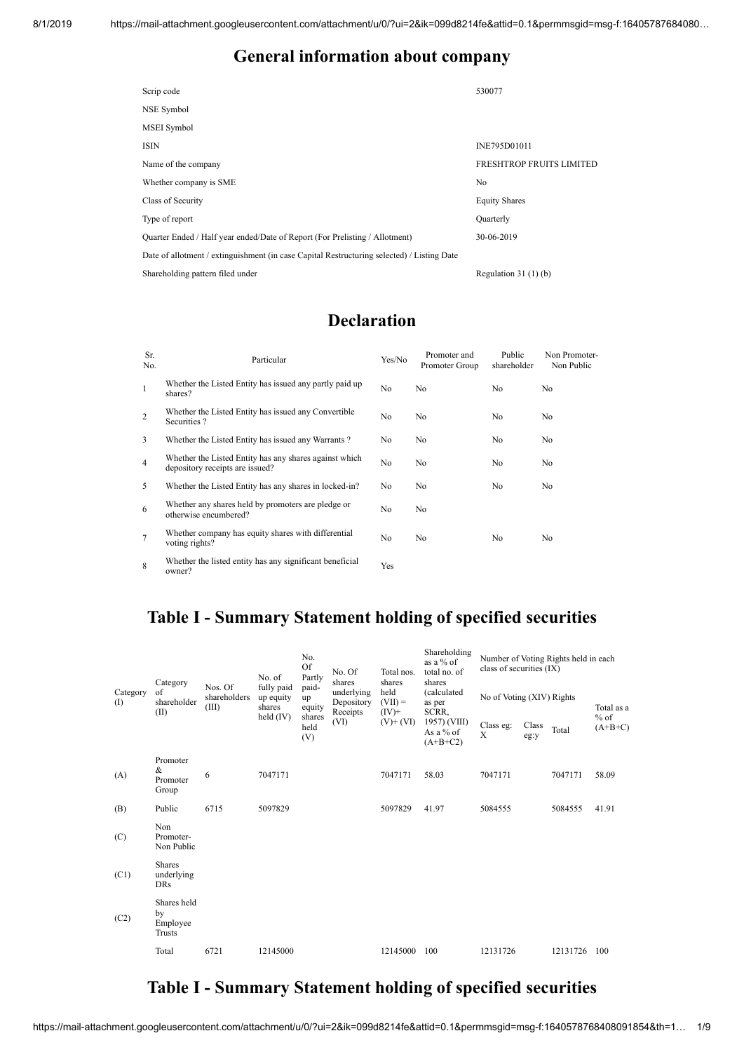# General information about company

| | |
|---|---|
| Scrip code | 530077 |
| NSE Symbol | |
| MSEI Symbol | |
| ISIN | INE795D01011 |
| Name of the company | FRESHTROP FRUITS LIMITED |
| Whether company is SME | No |
| Class of Security | Equity Shares |
| Type of report | Quarterly |
| Quarter Ended / Half year ended/Date of Report (For Prelisting / Allotment) | 30-06-2019 |
| Date of allotment / extinguishment (in case Capital Restructuring selected) / Listing Date | |
| Shareholding pattern filed under | Regulation 31 (1) (b) |

# Declaration

| Sr. No. | Particular | Yes/No | Promoter and Promoter Group | Public shareholder | Non Promoter- Non Public |
|---|---|---|---|---|---|
| 1 | Whether the Listed Entity has issued any partly paid up shares? | No | No | No | No |
| 2 | Whether the Listed Entity has issued any Convertible Securities ? | No | No | No | No |
| 3 | Whether the Listed Entity has issued any Warrants ? | No | No | No | No |
| 4 | Whether the Listed Entity has any shares against which depository receipts are issued? | No | No | No | No |
| 5 | Whether the Listed Entity has any shares in locked-in? | No | No | No | No |
| 6 | Whether any shares held by promoters are pledge or otherwise encumbered? | No | No | | |
| 7 | Whether company has equity shares with differential voting rights? | No | No | No | No |
| 8 | Whether the listed entity has any significant beneficial owner? | Yes | | | |

# Table I - Summary Statement holding of specified securities

| Category (I) | Category of shareholder (II) | Nos. Of shareholders (III) | No. of fully paid up equity shares held (IV) | No. Of Partly paid-up equity shares held (V) | No. Of shares underlying Depository Receipts (VI) | Total nos. shares held (VII) = (IV)+ (V)+ (VI) | Shareholding as a % of total no. of shares (calculated as per SCRR, 1957) (VIII) As a % of (A+B+C2) | Number of Voting Rights held in each class of securities (IX) | | | |
|---|---|---|---|---|---|---|---|---|---|---|---|
| | | | | | | | | No of Voting (XIV) Rights | | | Total as a % of (A+B+C) |
| | | | | | | | | Class eg: X | Class eg:y | Total | |
| (A) | Promoter & Promoter Group | 6 | 7047171 | | | 7047171 | 58.03 | 7047171 | | 7047171 | 58.09 |
| (B) | Public | 6715 | 5097829 | | | 5097829 | 41.97 | 5084555 | | 5084555 | 41.91 |
| (C) | Non Promoter- Non Public | | | | | | | | | | |
| (C1) | Shares underlying DRs | | | | | | | | | | |
| (C2) | Shares held by Employee Trusts | | | | | | | | | | |
| | Total | 6721 | 12145000 | | | 12145000 | 100 | 12131726 | | 12131726 | 100 |

# Table I - Summary Statement holding of specified securities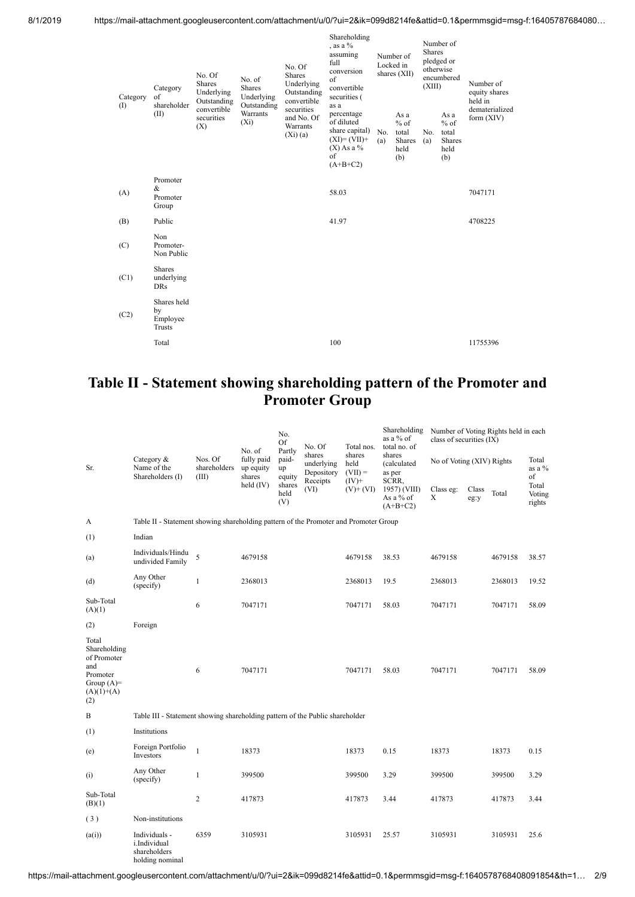| Category (I) | Category of shareholder (II) | No. Of Shares Underlying Outstanding convertible securities (X) | No. of Shares Underlying Outstanding Warrants (Xi) | No. Of Shares Underlying Outstanding convertible securities and No. Of Warrants (Xi) (a) | Shareholding , as a % assuming full conversion of convertible securities ( as a percentage of diluted share capital) (XI)= (VII)+(X) As a % of (A+B+C2) | Number of Locked in shares (XII) | | Number of Shares pledged or otherwise encumbered (XIII) | | Number of equity shares held in dematerialized form (XIV) |
|---|---|---|---|---|---|---|---|---|---|---|
| | | | | | | No. (a) | As a % of total Shares held (b) | No. (a) | As a % of total Shares held (b) | |
| (A) | Promoter & Promoter Group | | | | 58.03 | | | | | 7047171 |
| (B) | Public | | | | 41.97 | | | | | 4708225 |
| (C) | Non Promoter- Non Public | | | | | | | | | |
| (C1) | Shares underlying DRs | | | | | | | | | |
| (C2) | Shares held by Employee Trusts | | | | | | | | | |
| | Total | | | | 100 | | | | | 11755396 |

# Table II - Statement showing shareholding pattern of the Promoter and Promoter Group

| Sr. | Category & Name of the Shareholders (I) | Nos. Of shareholders (III) | No. of fully paid up equity shares held (IV) | No. Of Partly paid-up equity shares held (V) | No. Of shares underlying Depository Receipts (VI) | Total nos. shares held (VII) = (IV)+ (V)+ (VI) | Shareholding as a % of total no. of shares (calculated as per SCRR, 1957) (VIII) As a % of (A+B+C2) | Number of Voting Rights held in each class of securities (IX) | | | |
|---|---|---|---|---|---|---|---|---|---|---|---|
| | | | | | | | | No of Voting (XIV) Rights | | | Total as a % of Total Voting rights |
| | | | | | | | | Class eg: X | Class eg:y | Total | |
| A | Table II - Statement showing shareholding pattern of the Promoter and Promoter Group | | | | | | | | | | |
| (1) | Indian | | | | | | | | | | |
| (a) | Individuals/Hindu undivided Family | 5 | 4679158 | | | 4679158 | 38.53 | 4679158 | | 4679158 | 38.57 |
| (d) | Any Other (specify) | 1 | 2368013 | | | 2368013 | 19.5 | 2368013 | | 2368013 | 19.52 |
| Sub-Total (A)(1) | | 6 | 7047171 | | | 7047171 | 58.03 | 7047171 | | 7047171 | 58.09 |
| (2) | Foreign | | | | | | | | | | |
| Total Shareholding of Promoter and Promoter Group (A)= (A)(1)+(A)(2) | | 6 | 7047171 | | | 7047171 | 58.03 | 7047171 | | 7047171 | 58.09 |
| B | Table III - Statement showing shareholding pattern of the Public shareholder | | | | | | | | | | |
| (1) | Institutions | | | | | | | | | | |
| (e) | Foreign Portfolio Investors | 1 | 18373 | | | 18373 | 0.15 | 18373 | | 18373 | 0.15 |
| (i) | Any Other (specify) | 1 | 399500 | | | 399500 | 3.29 | 399500 | | 399500 | 3.29 |
| Sub-Total (B)(1) | | 2 | 417873 | | | 417873 | 3.44 | 417873 | | 417873 | 3.44 |
| (3) | Non-institutions | | | | | | | | | | |
| (a(i)) | Individuals - i.Individual shareholders holding nominal | 6359 | 3105931 | | | 3105931 | 25.57 | 3105931 | | 3105931 | 25.6 |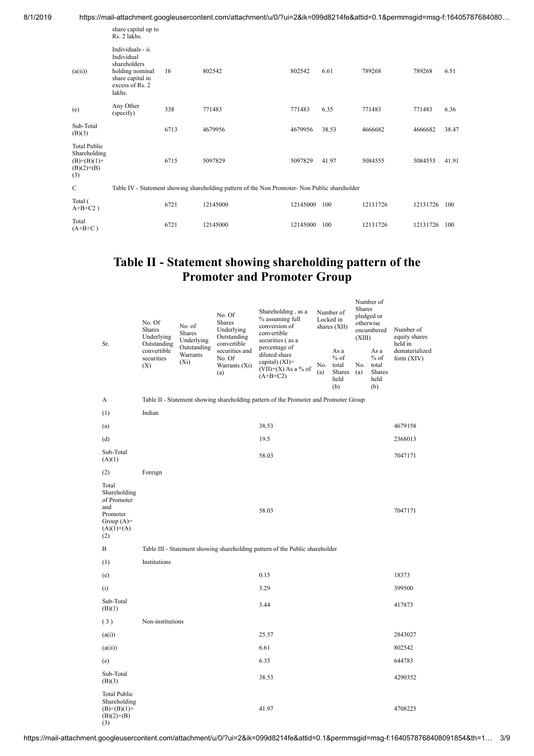| | share capital up to Rs. 2 lakhs. | | | | | | | |
|---|---|---|---|---|---|---|---|---|
| (a(ii)) | Individuals - ii. Individual shareholders holding nominal share capital in excess of Rs. 2 lakhs. | 16 | 802542 | 802542 | 6.61 | 789268 | 789268 | 6.51 |
| (e) | Any Other (specify) | 338 | 771483 | 771483 | 6.35 | 771483 | 771483 | 6.36 |
| Sub-Total (B)(3) | | 6713 | 4679956 | 4679956 | 38.53 | 4666682 | 4666682 | 38.47 |
| Total Public Shareholding (B)=(B)(1)+(B)(2)+(B)(3) | | 6715 | 5097829 | 5097829 | 41.97 | 5084555 | 5084555 | 41.91 |
| C | Table IV - Statement showing shareholding pattern of the Non Promoter- Non Public shareholder | | | | | | | |
| Total ( A+B+C2 ) | | 6721 | 12145000 | 12145000 | 100 | 12131726 | 12131726 | 100 |
| Total (A+B+C ) | | 6721 | 12145000 | 12145000 | 100 | 12131726 | 12131726 | 100 |

# Table II - Statement showing shareholding pattern of the Promoter and Promoter Group

| Sr. | No. Of Shares Underlying Outstanding convertible securities (X) | No. of Shares Underlying Outstanding Warrants (Xi) | No. Of Shares Underlying Outstanding convertible securities and No. Of Warrants (Xi) (a) | Shareholding , as a % assuming full conversion of convertible securities ( as a percentage of diluted share capital) (XI)= (VII)+(X) As a % of (A+B+C2) | Number of Locked in shares (XII) | | Number of Shares pledged or otherwise encumbered (XIII) | | Number of equity shares held in dematerialized form (XIV) |
|---|---|---|---|---|---|---|---|---|---|
| | | | | | No. (a) | As a % of total Shares held (b) | No. (a) | As a % of total Shares held (b) | |
| A | Table II - Statement showing shareholding pattern of the Promoter and Promoter Group | | | | | | | | |
| (1) | Indian | | | | | | | | |
| (a) | | | | 38.53 | | | | | 4679158 |
| (d) | | | | 19.5 | | | | | 2368013 |
| Sub-Total (A)(1) | | | | 58.03 | | | | | 7047171 |
| (2) | Foreign | | | | | | | | |
| Total Shareholding of Promoter and Promoter Group (A)=(A)(1)+(A)(2) | | | | 58.03 | | | | | 7047171 |
| B | Table III - Statement showing shareholding pattern of the Public shareholder | | | | | | | | |
| (1) | Institutions | | | | | | | | |
| (e) | | | | 0.15 | | | | | 18373 |
| (i) | | | | 3.29 | | | | | 399500 |
| Sub-Total (B)(1) | | | | 3.44 | | | | | 417873 |
| (3) | Non-institutions | | | | | | | | |
| (a(i)) | | | | 25.57 | | | | | 2843027 |
| (a(ii)) | | | | 6.61 | | | | | 802542 |
| (e) | | | | 6.35 | | | | | 644783 |
| Sub-Total (B)(3) | | | | 38.53 | | | | | 4290352 |
| Total Public Shareholding (B)=(B)(1)+(B)(2)+(B)(3) | | | | 41.97 | | | | | 4708225 |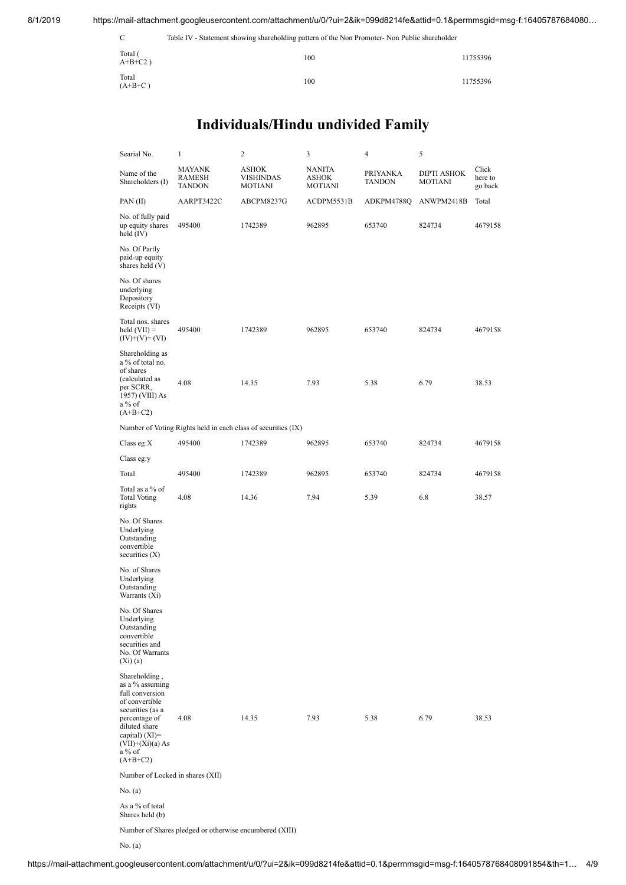| C | Table IV - Statement showing shareholding pattern of the Non Promoter- Non Public shareholder | |
|---|---|---|
| Total ( A+B+C2 ) | 100 | 11755396 |
| Total (A+B+C ) | 100 | 11755396 |

# Individuals/Hindu undivided Family

| Searial No. | 1 | 2 | 3 | 4 | 5 | |
|---|---|---|---|---|---|---|
| Name of the Shareholders (I) | MAYANK RAMESH TANDON | ASHOK VISHINDAS MOTIANI | NANITA ASHOK MOTIANI | PRIYANKA TANDON | DIPTI ASHOK MOTIANI | Click here to go back |
| PAN (II) | AARPT3422C | ABCPM8237G | ACDPM5531B | ADKPM4788Q | ANWPM2418B | Total |
| No. of fully paid up equity shares held (IV) | 495400 | 1742389 | 962895 | 653740 | 824734 | 4679158 |
| No. Of Partly paid-up equity shares held (V) | | | | | | |
| No. Of shares underlying Depository Receipts (VI) | | | | | | |
| Total nos. shares held (VII) = (IV)+(V)+ (VI) | 495400 | 1742389 | 962895 | 653740 | 824734 | 4679158 |
| Shareholding as a % of total no. of shares (calculated as per SCRR, 1957) (VIII) As a % of (A+B+C2) | 4.08 | 14.35 | 7.93 | 5.38 | 6.79 | 38.53 |
| Number of Voting Rights held in each class of securities (IX) | | | | | | |
| Class eg:X | 495400 | 1742389 | 962895 | 653740 | 824734 | 4679158 |
| Class eg:y | | | | | | |
| Total | 495400 | 1742389 | 962895 | 653740 | 824734 | 4679158 |
| Total as a % of Total Voting rights | 4.08 | 14.36 | 7.94 | 5.39 | 6.8 | 38.57 |
| No. Of Shares Underlying Outstanding convertible securities (X) | | | | | | |
| No. of Shares Underlying Outstanding Warrants (Xi) | | | | | | |
| No. Of Shares Underlying Outstanding convertible securities and No. Of Warrants (Xi) (a) | | | | | | |
| Shareholding , as a % assuming full conversion of convertible securities (as a percentage of diluted share capital) (XI)= (VII)+(Xi)(a) As a % of (A+B+C2) | 4.08 | 14.35 | 7.93 | 5.38 | 6.79 | 38.53 |
| Number of Locked in shares (XII) | | | | | | |
| No. (a) | | | | | | |
| As a % of total Shares held (b) | | | | | | |
| Number of Shares pledged or otherwise encumbered (XIII) | | | | | | |
| No. (a) | | | | | | |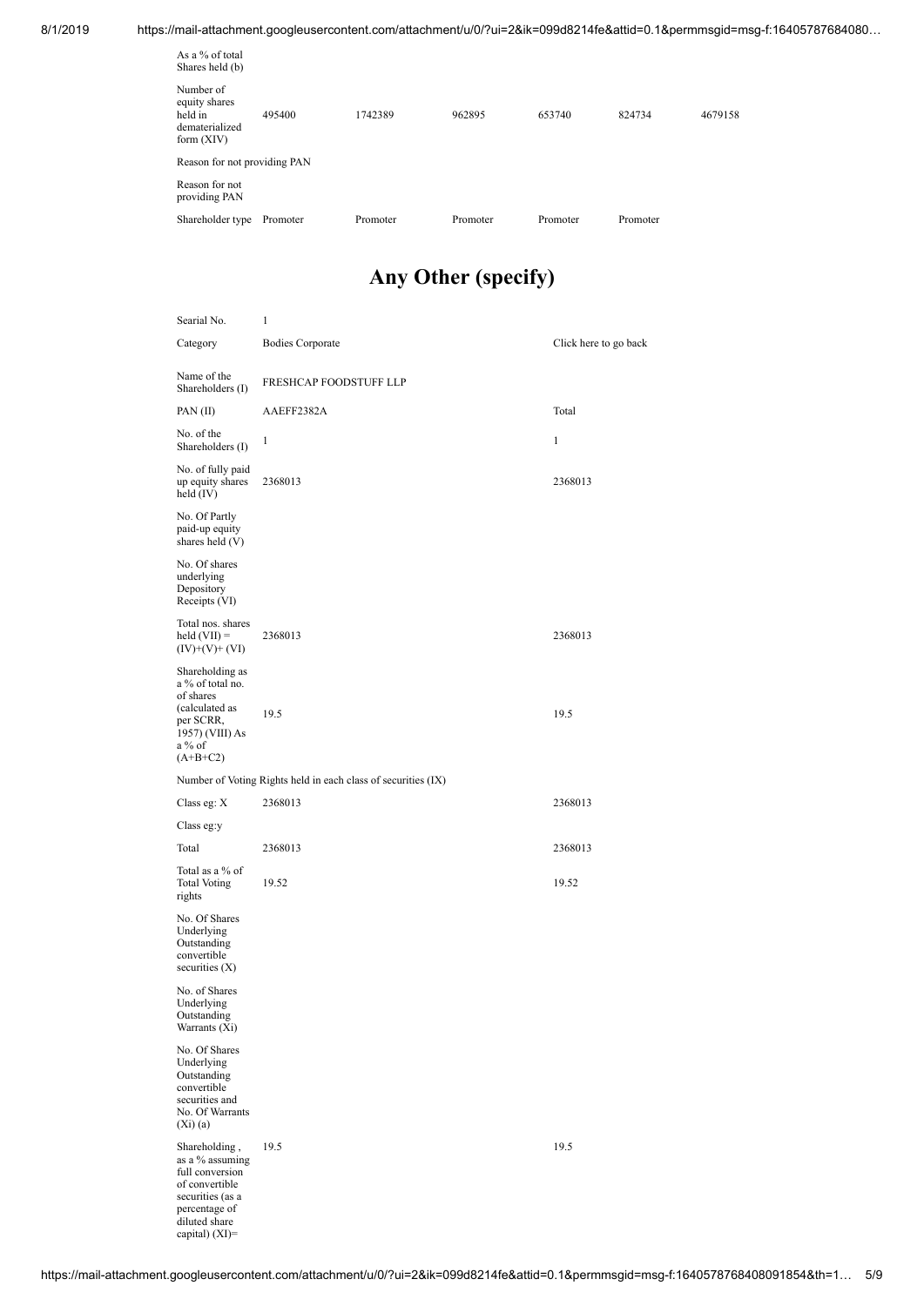| | | | | | | |
|---|---|---|---|---|---|---|
| As a % of total Shares held (b) | | | | | | |
| Number of equity shares held in dematerialized form (XIV) | 495400 | 1742389 | 962895 | 653740 | 824734 | 4679158 |
| Reason for not providing PAN | | | | | | |
| Reason for not providing PAN | | | | | | |
| Shareholder type | Promoter | Promoter | Promoter | Promoter | Promoter | |

# Any Other (specify)

| | | |
|---|---|---|
| Searial No. | 1 | |
| Category | Bodies Corporate | Click here to go back |
| Name of the Shareholders (I) | FRESHCAP FOODSTUFF LLP | |
| PAN (II) | AAEFF2382A | Total |
| No. of the Shareholders (I) | 1 | 1 |
| No. of fully paid up equity shares held (IV) | 2368013 | 2368013 |
| No. Of Partly paid-up equity shares held (V) | | |
| No. Of shares underlying Depository Receipts (VI) | | |
| Total nos. shares held (VII) = (IV)+(V)+ (VI) | 2368013 | 2368013 |
| Shareholding as a % of total no. of shares (calculated as per SCRR, 1957) (VIII) As a % of (A+B+C2) | 19.5 | 19.5 |
| Number of Voting Rights held in each class of securities (IX) | | |
| Class eg: X | 2368013 | 2368013 |
| Class eg:y | | |
| Total | 2368013 | 2368013 |
| Total as a % of Total Voting rights | 19.52 | 19.52 |
| No. Of Shares Underlying Outstanding convertible securities (X) | | |
| No. of Shares Underlying Outstanding Warrants (Xi) | | |
| No. Of Shares Underlying Outstanding convertible securities and No. Of Warrants (Xi) (a) | | |
| Shareholding , as a % assuming full conversion of convertible securities (as a percentage of diluted share capital) (XI)= | 19.5 | 19.5 |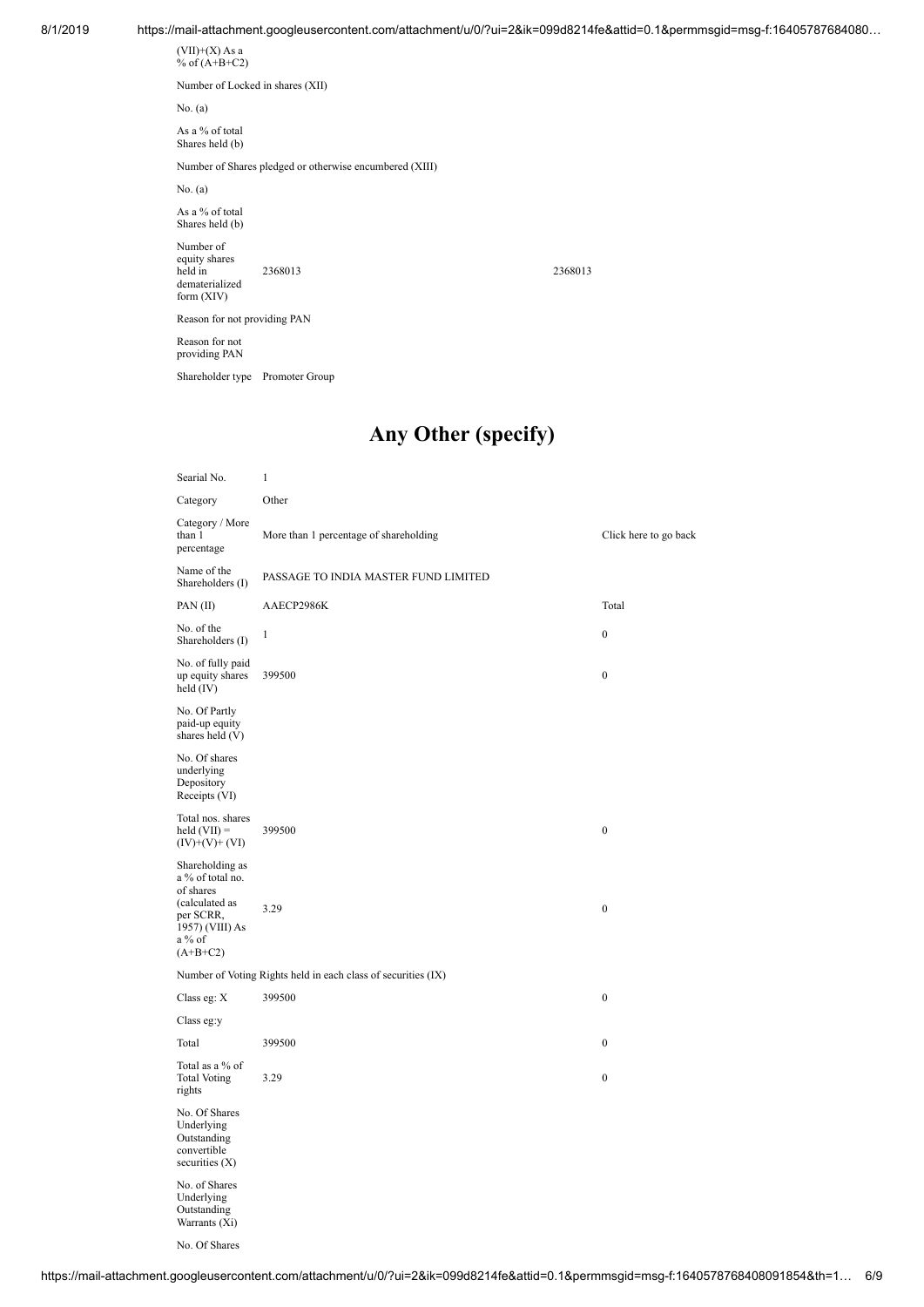| | | |
|---|---|---|
| (VII)+(X) As a % of (A+B+C2) | | |
| Number of Locked in shares (XII) | | |
| No. (a) | | |
| As a % of total Shares held (b) | | |
| Number of Shares pledged or otherwise encumbered (XIII) | | |
| No. (a) | | |
| As a % of total Shares held (b) | | |
| Number of equity shares held in dematerialized form (XIV) | 2368013 | 2368013 |
| Reason for not providing PAN | | |
| Reason for not providing PAN | | |
| Shareholder type | Promoter Group | |

# Any Other (specify)

| Searial No. | 1 | |
|---|---|---|
| Category | Other | |
| Category / More than 1 percentage | More than 1 percentage of shareholding | Click here to go back |
| Name of the Shareholders (I) | PASSAGE TO INDIA MASTER FUND LIMITED | |
| PAN (II) | AAECP2986K | Total |
| No. of the Shareholders (I) | 1 | 0 |
| No. of fully paid up equity shares held (IV) | 399500 | 0 |
| No. Of Partly paid-up equity shares held (V) | | |
| No. Of shares underlying Depository Receipts (VI) | | |
| Total nos. shares held (VII) = (IV)+(V)+ (VI) | 399500 | 0 |
| Shareholding as a % of total no. of shares (calculated as per SCRR, 1957) (VIII) As a % of (A+B+C2) | 3.29 | 0 |
| Number of Voting Rights held in each class of securities (IX) | | |
| Class eg: X | 399500 | 0 |
| Class eg:y | | |
| Total | 399500 | 0 |
| Total as a % of Total Voting rights | 3.29 | 0 |
| No. Of Shares Underlying Outstanding convertible securities (X) | | |
| No. of Shares Underlying Outstanding Warrants (Xi) | | |
| No. Of Shares | | |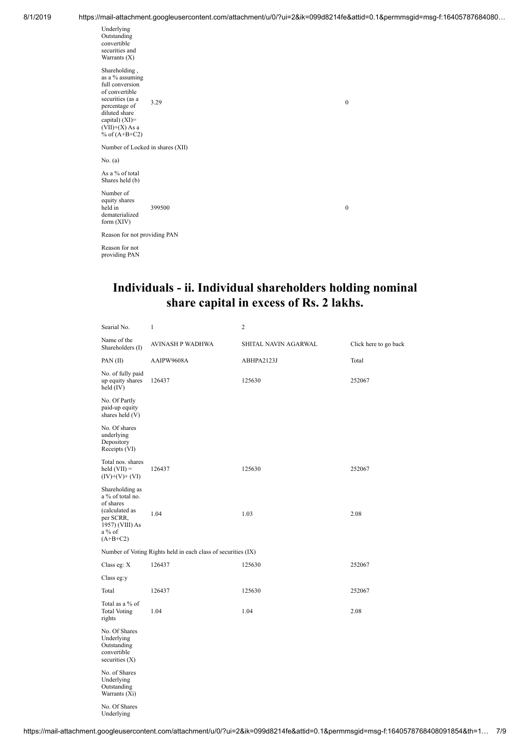| | | |
|---|---|---|
| Underlying Outstanding convertible securities and Warrants (X) | | |
| Shareholding , as a % assuming full conversion of convertible securities (as a percentage of diluted share capital) (XI)= (VII)+(X) As a % of (A+B+C2) | 3.29 | 0 |
| Number of Locked in shares (XII) | | |
| No. (a) | | |
| As a % of total Shares held (b) | | |
| Number of equity shares held in dematerialized form (XIV) | 399500 | 0 |
| Reason for not providing PAN | | |
| Reason for not providing PAN | | |

## Individuals - ii. Individual shareholders holding nominal share capital in excess of Rs. 2 lakhs.

| Searial No. | 1 | 2 | |
|---|---|---|---|
| Name of the Shareholders (I) | AVINASH P WADHWA | SHITAL NAVIN AGARWAL | Click here to go back |
| PAN (II) | AAIPW9608A | ABHPA2123J | Total |
| No. of fully paid up equity shares held (IV) | 126437 | 125630 | 252067 |
| No. Of Partly paid-up equity shares held (V) | | | |
| No. Of shares underlying Depository Receipts (VI) | | | |
| Total nos. shares held (VII) = (IV)+(V)+ (VI) | 126437 | 125630 | 252067 |
| Shareholding as a % of total no. of shares (calculated as per SCRR, 1957) (VIII) As a % of (A+B+C2) | 1.04 | 1.03 | 2.08 |
| Number of Voting Rights held in each class of securities (IX) | | | |
| Class eg: X | 126437 | 125630 | 252067 |
| Class eg:y | | | |
| Total | 126437 | 125630 | 252067 |
| Total as a % of Total Voting rights | 1.04 | 1.04 | 2.08 |
| No. Of Shares Underlying Outstanding convertible securities (X) | | | |
| No. of Shares Underlying Outstanding Warrants (Xi) | | | |
| No. Of Shares Underlying | | | |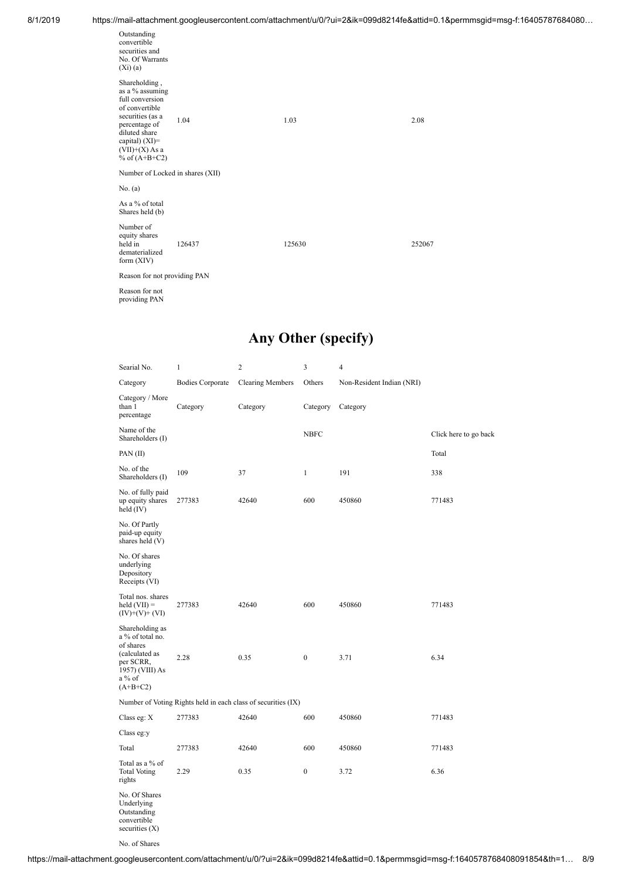| | | | |
|---|---|---|---|
| Outstanding convertible securities and No. Of Warrants (Xi) (a) | | | |
| Shareholding , as a % assuming full conversion of convertible securities (as a percentage of diluted share capital) (XI)= (VII)+(X) As a % of (A+B+C2) | 1.04 | 1.03 | 2.08 |
| Number of Locked in shares (XII) | | | |
| No. (a) | | | |
| As a % of total Shares held (b) | | | |
| Number of equity shares held in dematerialized form (XIV) | 126437 | 125630 | 252067 |
| Reason for not providing PAN | | | |
| Reason for not providing PAN | | | |

# Any Other (specify)

| Searial No. | 1 | 2 | 3 | 4 | |
|---|---|---|---|---|---|
| Category | Bodies Corporate | Clearing Members | Others | Non-Resident Indian (NRI) | |
| Category / More than 1 percentage | Category | Category | Category | Category | |
| Name of the Shareholders (I) | | | NBFC | | Click here to go back |
| PAN (II) | | | | | Total |
| No. of the Shareholders (I) | 109 | 37 | 1 | 191 | 338 |
| No. of fully paid up equity shares held (IV) | 277383 | 42640 | 600 | 450860 | 771483 |
| No. Of Partly paid-up equity shares held (V) | | | | | |
| No. Of shares underlying Depository Receipts (VI) | | | | | |
| Total nos. shares held (VII) = (IV)+(V)+ (VI) | 277383 | 42640 | 600 | 450860 | 771483 |
| Shareholding as a % of total no. of shares (calculated as per SCRR, 1957) (VIII) As a % of (A+B+C2) | 2.28 | 0.35 | 0 | 3.71 | 6.34 |
| Number of Voting Rights held in each class of securities (IX) | | | | | |
| Class eg: X | 277383 | 42640 | 600 | 450860 | 771483 |
| Class eg:y | | | | | |
| Total | 277383 | 42640 | 600 | 450860 | 771483 |
| Total as a % of Total Voting rights | 2.29 | 0.35 | 0 | 3.72 | 6.36 |
| No. Of Shares Underlying Outstanding convertible securities (X) | | | | | |
| No. of Shares | | | | | |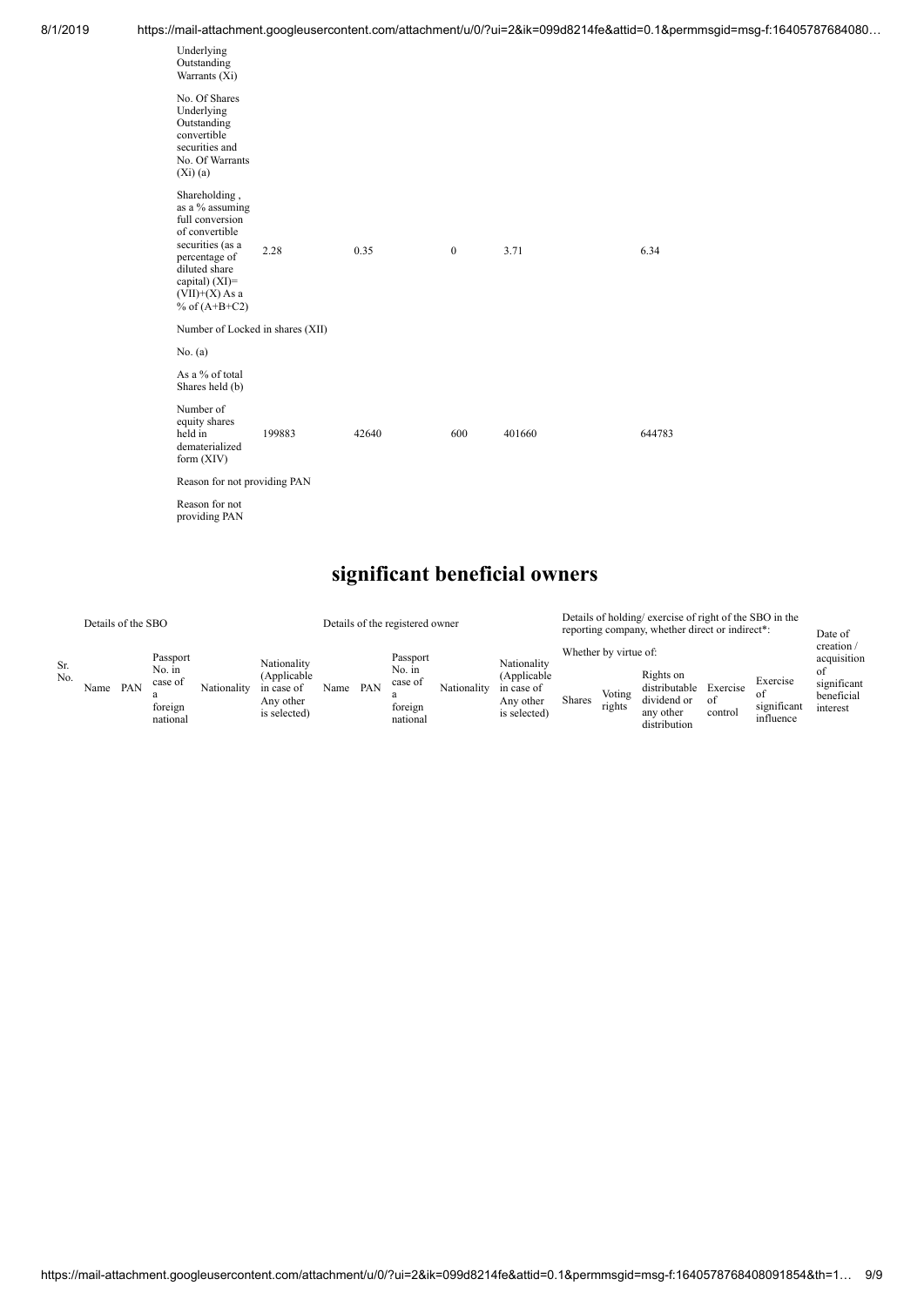| | | | | | |
|---|---|---|---|---|---|
| Underlying Outstanding Warrants (Xi) | | | | | |
| No. Of Shares Underlying Outstanding convertible securities and No. Of Warrants (Xi) (a) | | | | | |
| Shareholding , as a % assuming full conversion of convertible securities (as a percentage of diluted share capital) (XI)= (VII)+(X) As a % of (A+B+C2) | 2.28 | 0.35 | 0 | 3.71 | 6.34 |
| Number of Locked in shares (XII) | | | | | |
| No. (a) | | | | | |
| As a % of total Shares held (b) | | | | | |
| Number of equity shares held in dematerialized form (XIV) | 199883 | 42640 | 600 | 401660 | 644783 |
| Reason for not providing PAN | | | | | |
| Reason for not providing PAN | | | | | |

# significant beneficial owners

| Sr. No. | Details of the SBO | | | | Details of the registered owner | | | | Details of holding/ exercise of right of the SBO in the reporting company, whether direct or indirect*: Whether by virtue of: | | | | | Date of creation / acquisition of significant beneficial interest |
|---|---|---|---|---|---|---|---|---|---|---|---|---|---|---|
| | Name | PAN | Passport No. in case of a foreign national | Nationality | Nationality (Applicable in case of Any other is selected) | Name | PAN | Passport No. in case of a foreign national | Nationality | Nationality (Applicable in case of Any other is selected) | Shares | Voting rights | Rights on distributable dividend or any other distribution | Exercise of control | Exercise of significant influence | |